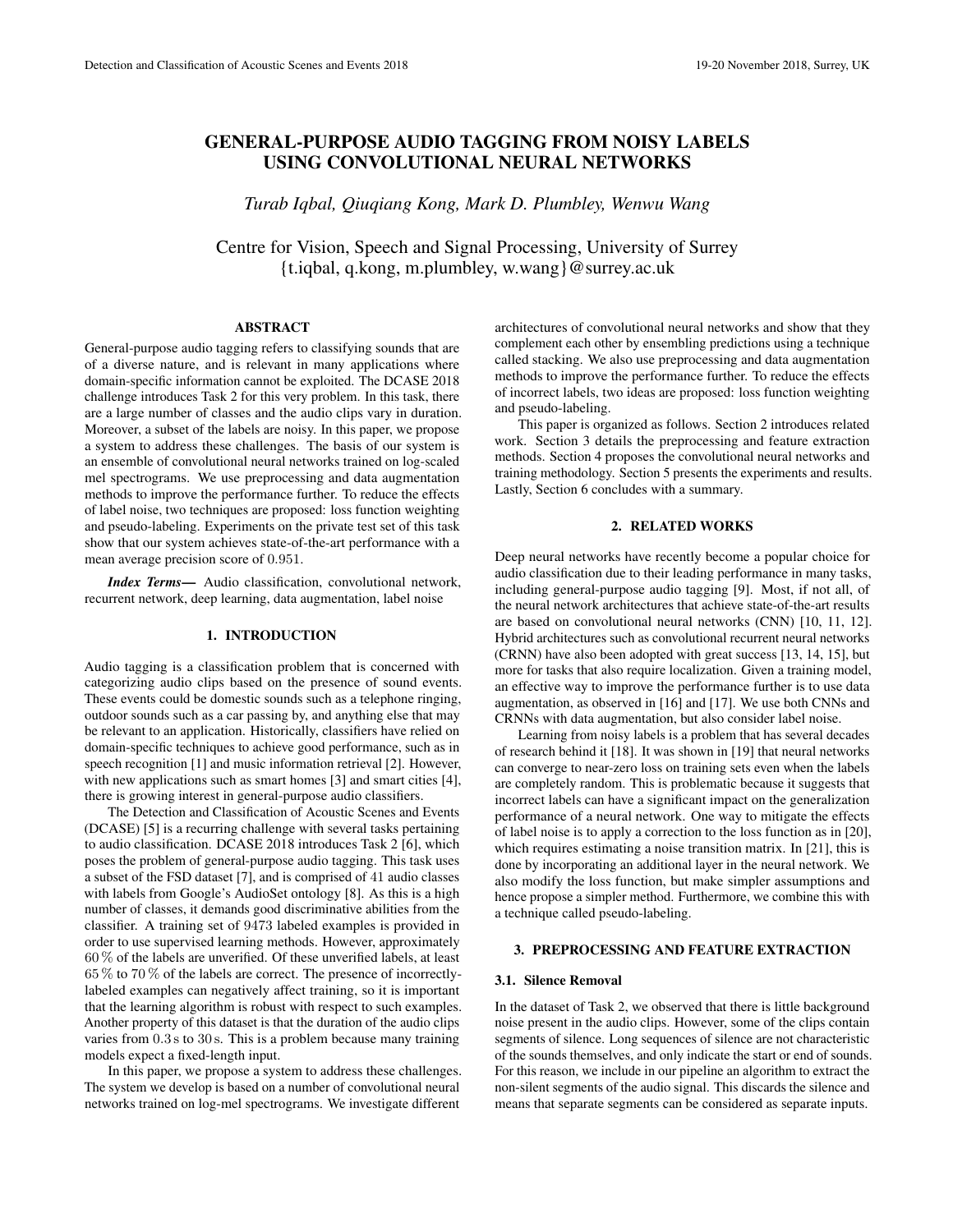# GENERAL-PURPOSE AUDIO TAGGING FROM NOISY LABELS USING CONVOLUTIONAL NEURAL NETWORKS

*Turab Iqbal, Qiuqiang Kong, Mark D. Plumbley, Wenwu Wang*

Centre for Vision, Speech and Signal Processing, University of Surrey
{t.iqbal, q.kong, m.plumbley, w.wang}@surrey.ac.uk

## ABSTRACT

General-purpose audio tagging refers to classifying sounds that are of a diverse nature, and is relevant in many applications where domain-specific information cannot be exploited. The DCASE 2018 challenge introduces Task 2 for this very problem. In this task, there are a large number of classes and the audio clips vary in duration. Moreover, a subset of the labels are noisy. In this paper, we propose a system to address these challenges. The basis of our system is an ensemble of convolutional neural networks trained on log-scaled mel spectrograms. We use preprocessing and data augmentation methods to improve the performance further. To reduce the effects of label noise, two techniques are proposed: loss function weighting and pseudo-labeling. Experiments on the private test set of this task show that our system achieves state-of-the-art performance with a mean average precision score of $0.951$.

***Index Terms*—** Audio classification, convolutional network, recurrent network, deep learning, data augmentation, label noise

## 1. INTRODUCTION

Audio tagging is a classification problem that is concerned with categorizing audio clips based on the presence of sound events. These events could be domestic sounds such as a telephone ringing, outdoor sounds such as a car passing by, and anything else that may be relevant to an application. Historically, classifiers have relied on domain-specific techniques to achieve good performance, such as in speech recognition [1] and music information retrieval [2]. However, with new applications such as smart homes [3] and smart cities [4], there is growing interest in general-purpose audio classifiers.

The Detection and Classification of Acoustic Scenes and Events (DCASE) [5] is a recurring challenge with several tasks pertaining to audio classification. DCASE 2018 introduces Task 2 [6], which poses the problem of general-purpose audio tagging. This task uses a subset of the FSD dataset [7], and is comprised of $41$ audio classes with labels from Google's AudioSet ontology [8]. As this is a high number of classes, it demands good discriminative abilities from the classifier. A training set of $9473$ labeled examples is provided in order to use supervised learning methods. However, approximately $60\,\%$ of the labels are unverified. Of these unverified labels, at least $65\,\%$ to $70\,\%$ of the labels are correct. The presence of incorrectly-labeled examples can negatively affect training, so it is important that the learning algorithm is robust with respect to such examples. Another property of this dataset is that the duration of the audio clips varies from $0.3\,\text{s}$ to $30\,\text{s}$. This is a problem because many training models expect a fixed-length input.

In this paper, we propose a system to address these challenges. The system we develop is based on a number of convolutional neural networks trained on log-mel spectrograms. We investigate different architectures of convolutional neural networks and show that they complement each other by ensembling predictions using a technique called stacking. We also use preprocessing and data augmentation methods to improve the performance further. To reduce the effects of incorrect labels, two ideas are proposed: loss function weighting and pseudo-labeling.

This paper is organized as follows. Section 2 introduces related work. Section 3 details the preprocessing and feature extraction methods. Section 4 proposes the convolutional neural networks and training methodology. Section 5 presents the experiments and results. Lastly, Section 6 concludes with a summary.

## 2. RELATED WORKS

Deep neural networks have recently become a popular choice for audio classification due to their leading performance in many tasks, including general-purpose audio tagging [9]. Most, if not all, of the neural network architectures that achieve state-of-the-art results are based on convolutional neural networks (CNN) [10, 11, 12]. Hybrid architectures such as convolutional recurrent neural networks (CRNN) have also been adopted with great success [13, 14, 15], but more for tasks that also require localization. Given a training model, an effective way to improve the performance further is to use data augmentation, as observed in [16] and [17]. We use both CNNs and CRNNs with data augmentation, but also consider label noise.

Learning from noisy labels is a problem that has several decades of research behind it [18]. It was shown in [19] that neural networks can converge to near-zero loss on training sets even when the labels are completely random. This is problematic because it suggests that incorrect labels can have a significant impact on the generalization performance of a neural network. One way to mitigate the effects of label noise is to apply a correction to the loss function as in [20], which requires estimating a noise transition matrix. In [21], this is done by incorporating an additional layer in the neural network. We also modify the loss function, but make simpler assumptions and hence propose a simpler method. Furthermore, we combine this with a technique called pseudo-labeling.

## 3. PREPROCESSING AND FEATURE EXTRACTION

### 3.1. Silence Removal

In the dataset of Task 2, we observed that there is little background noise present in the audio clips. However, some of the clips contain segments of silence. Long sequences of silence are not characteristic of the sounds themselves, and only indicate the start or end of sounds. For this reason, we include in our pipeline an algorithm to extract the non-silent segments of the audio signal. This discards the silence and means that separate segments can be considered as separate inputs.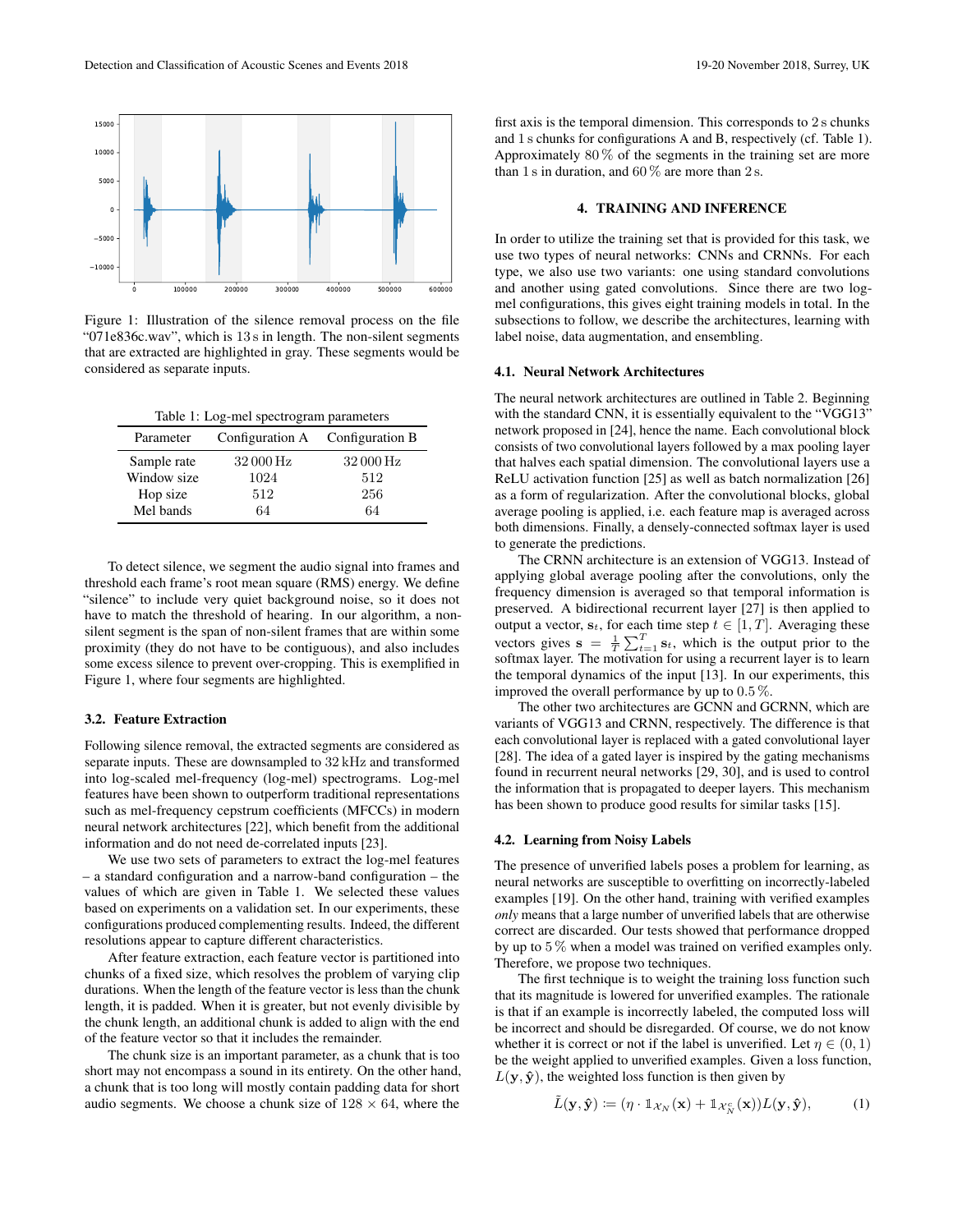Figure 1: Illustration of the silence removal process on the file "071e836c.wav", which is 13 s in length. The non-silent segments that are extracted are highlighted in gray. These segments would be considered as separate inputs.

Table 1: Log-mel spectrogram parameters

| Parameter | Configuration A | Configuration B |
|---|---|---|
| Sample rate | 32 000 Hz | 32 000 Hz |
| Window size | 1024 | 512 |
| Hop size | 512 | 256 |
| Mel bands | 64 | 64 |

To detect silence, we segment the audio signal into frames and threshold each frame's root mean square (RMS) energy. We define "silence" to include very quiet background noise, so it does not have to match the threshold of hearing. In our algorithm, a non-silent segment is the span of non-silent frames that are within some proximity (they do not have to be contiguous), and also includes some excess silence to prevent over-cropping. This is exemplified in Figure 1, where four segments are highlighted.

### 3.2. Feature Extraction

Following silence removal, the extracted segments are considered as separate inputs. These are downsampled to 32 kHz and transformed into log-scaled mel-frequency (log-mel) spectrograms. Log-mel features have been shown to outperform traditional representations such as mel-frequency cepstrum coefficients (MFCCs) in modern neural network architectures [22], which benefit from the additional information and do not need de-correlated inputs [23].

We use two sets of parameters to extract the log-mel features – a standard configuration and a narrow-band configuration – the values of which are given in Table 1. We selected these values based on experiments on a validation set. In our experiments, these configurations produced complementing results. Indeed, the different resolutions appear to capture different characteristics.

After feature extraction, each feature vector is partitioned into chunks of a fixed size, which resolves the problem of varying clip durations. When the length of the feature vector is less than the chunk length, it is padded. When it is greater, but not evenly divisible by the chunk length, an additional chunk is added to align with the end of the feature vector so that it includes the remainder.

The chunk size is an important parameter, as a chunk that is too short may not encompass a sound in its entirety. On the other hand, a chunk that is too long will mostly contain padding data for short audio segments. We choose a chunk size of $128 \times 64$, where the first axis is the temporal dimension. This corresponds to 2 s chunks and 1 s chunks for configurations A and B, respectively (cf. Table 1). Approximately 80 % of the segments in the training set are more than 1 s in duration, and 60 % are more than 2 s.

## 4. TRAINING AND INFERENCE

In order to utilize the training set that is provided for this task, we use two types of neural networks: CNNs and CRNNs. For each type, we also use two variants: one using standard convolutions and another using gated convolutions. Since there are two log-mel configurations, this gives eight training models in total. In the subsections to follow, we describe the architectures, learning with label noise, data augmentation, and ensembling.

### 4.1. Neural Network Architectures

The neural network architectures are outlined in Table 2. Beginning with the standard CNN, it is essentially equivalent to the "VGG13" network proposed in [24], hence the name. Each convolutional block consists of two convolutional layers followed by a max pooling layer that halves each spatial dimension. The convolutional layers use a ReLU activation function [25] as well as batch normalization [26] as a form of regularization. After the convolutional blocks, global average pooling is applied, i.e. each feature map is averaged across both dimensions. Finally, a densely-connected softmax layer is used to generate the predictions.

The CRNN architecture is an extension of VGG13. Instead of applying global average pooling after the convolutions, only the frequency dimension is averaged so that temporal information is preserved. A bidirectional recurrent layer [27] is then applied to output a vector, $\mathbf{s}_t$, for each time step $t \in [1, T]$. Averaging these vectors gives $\mathbf{s} = \frac{1}{T}\sum_{t=1}^{T}\mathbf{s}_t$, which is the output prior to the softmax layer. The motivation for using a recurrent layer is to learn the temporal dynamics of the input [13]. In our experiments, this improved the overall performance by up to 0.5 %.

The other two architectures are GCNN and GCRNN, which are variants of VGG13 and CRNN, respectively. The difference is that each convolutional layer is replaced with a gated convolutional layer [28]. The idea of a gated layer is inspired by the gating mechanisms found in recurrent neural networks [29, 30], and is used to control the information that is propagated to deeper layers. This mechanism has been shown to produce good results for similar tasks [15].

### 4.2. Learning from Noisy Labels

The presence of unverified labels poses a problem for learning, as neural networks are susceptible to overfitting on incorrectly-labeled examples [19]. On the other hand, training with verified examples *only* means that a large number of unverified labels that are otherwise correct are discarded. Our tests showed that performance dropped by up to 5 % when a model was trained on verified examples only. Therefore, we propose two techniques.

The first technique is to weight the training loss function such that its magnitude is lowered for unverified examples. The rationale is that if an example is incorrectly labeled, the computed loss will be incorrect and should be disregarded. Of course, we do not know whether it is correct or not if the label is unverified. Let $\eta \in (0, 1)$ be the weight applied to unverified examples. Given a loss function, $L(\mathbf{y}, \hat{\mathbf{y}})$, the weighted loss function is then given by

$$\tilde{L}(\mathbf{y}, \hat{\mathbf{y}}) \coloneqq (\eta \cdot \mathbb{1}_{\mathcal{X}_N}(\mathbf{x}) + \mathbb{1}_{\mathcal{X}_N^c}(\mathbf{x}))L(\mathbf{y}, \hat{\mathbf{y}}), \tag{1}$$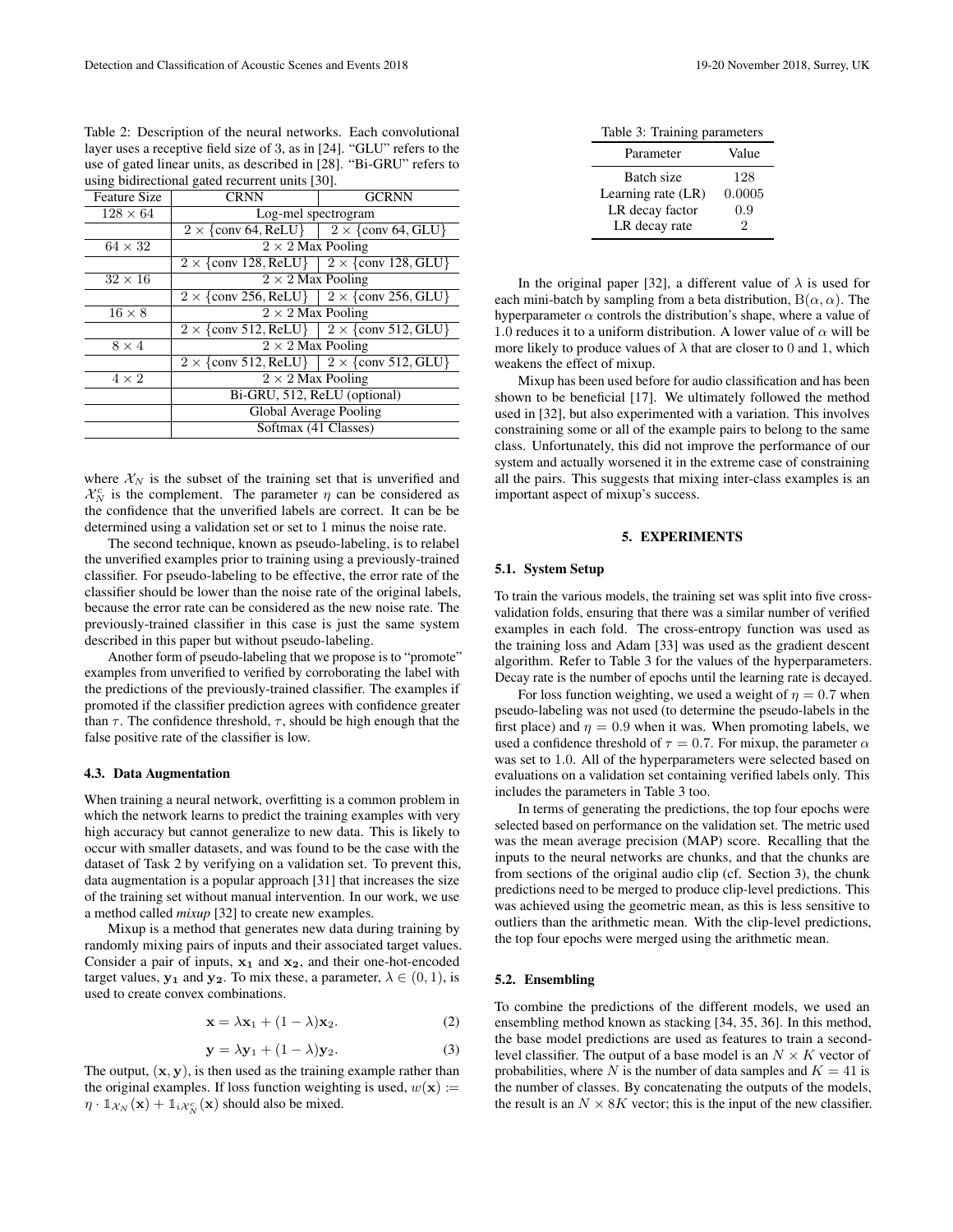Table 2: Description of the neural networks. Each convolutional layer uses a receptive field size of 3, as in [24]. "GLU" refers to the use of gated linear units, as described in [28]. "Bi-GRU" refers to using bidirectional gated recurrent units [30].

| Feature Size | CRNN | GCRNN |
|---|---|---|
| $128 \times 64$ | Log-mel spectrogram | |
| | $2 \times$ {conv 64, ReLU} | $2 \times$ {conv 64, GLU} |
| $64 \times 32$ | $2 \times 2$ Max Pooling | |
| | $2 \times$ {conv 128, ReLU} | $2 \times$ {conv 128, GLU} |
| $32 \times 16$ | $2 \times 2$ Max Pooling | |
| | $2 \times$ {conv 256, ReLU} | $2 \times$ {conv 256, GLU} |
| $16 \times 8$ | $2 \times 2$ Max Pooling | |
| | $2 \times$ {conv 512, ReLU} | $2 \times$ {conv 512, GLU} |
| $8 \times 4$ | $2 \times 2$ Max Pooling | |
| | $2 \times$ {conv 512, ReLU} | $2 \times$ {conv 512, GLU} |
| $4 \times 2$ | $2 \times 2$ Max Pooling | |
| | Bi-GRU, 512, ReLU (optional) | |
| | Global Average Pooling | |
| | Softmax (41 Classes) | |

where $\mathcal{X}_N$ is the subset of the training set that is unverified and $\mathcal{X}_N^c$ is the complement. The parameter $\eta$ can be considered as the confidence that the unverified labels are correct. It can be be determined using a validation set or set to 1 minus the noise rate.

The second technique, known as pseudo-labeling, is to relabel the unverified examples prior to training using a previously-trained classifier. For pseudo-labeling to be effective, the error rate of the classifier should be lower than the noise rate of the original labels, because the error rate can be considered as the new noise rate. The previously-trained classifier in this case is just the same system described in this paper but without pseudo-labeling.

Another form of pseudo-labeling that we propose is to "promote" examples from unverified to verified by corroborating the label with the predictions of the previously-trained classifier. The examples if promoted if the classifier prediction agrees with confidence greater than $\tau$. The confidence threshold, $\tau$, should be high enough that the false positive rate of the classifier is low.

### 4.3. Data Augmentation

When training a neural network, overfitting is a common problem in which the network learns to predict the training examples with very high accuracy but cannot generalize to new data. This is likely to occur with smaller datasets, and was found to be the case with the dataset of Task 2 by verifying on a validation set. To prevent this, data augmentation is a popular approach [31] that increases the size of the training set without manual intervention. In our work, we use a method called *mixup* [32] to create new examples.

Mixup is a method that generates new data during training by randomly mixing pairs of inputs and their associated target values. Consider a pair of inputs, $\mathbf{x_1}$ and $\mathbf{x_2}$, and their one-hot-encoded target values, $\mathbf{y_1}$ and $\mathbf{y_2}$. To mix these, a parameter, $\lambda \in (0, 1)$, is used to create convex combinations.

$$\mathbf{x} = \lambda \mathbf{x}_1 + (1 - \lambda)\mathbf{x}_2. \tag{2}$$

$$\mathbf{y} = \lambda \mathbf{y}_1 + (1 - \lambda)\mathbf{y}_2. \tag{3}$$

The output, $(\mathbf{x}, \mathbf{y})$, is then used as the training example rather than the original examples. If loss function weighting is used, $w(\mathbf{x}) := \eta \cdot \mathbb{1}_{\mathcal{X}_N}(\mathbf{x}) + \mathbb{1}_{i\mathcal{X}_N^c}(\mathbf{x})$ should also be mixed.

Table 3: Training parameters

| Parameter | Value |
|---|---|
| Batch size | 128 |
| Learning rate (LR) | 0.0005 |
| LR decay factor | 0.9 |
| LR decay rate | 2 |

In the original paper [32], a different value of $\lambda$ is used for each mini-batch by sampling from a beta distribution, $\mathrm{B}(\alpha, \alpha)$. The hyperparameter $\alpha$ controls the distribution's shape, where a value of 1.0 reduces it to a uniform distribution. A lower value of $\alpha$ will be more likely to produce values of $\lambda$ that are closer to 0 and 1, which weakens the effect of mixup.

Mixup has been used before for audio classification and has been shown to be beneficial [17]. We ultimately followed the method used in [32], but also experimented with a variation. This involves constraining some or all of the example pairs to belong to the same class. Unfortunately, this did not improve the performance of our system and actually worsened it in the extreme case of constraining all the pairs. This suggests that mixing inter-class examples is an important aspect of mixup's success.

## 5. EXPERIMENTS

### 5.1. System Setup

To train the various models, the training set was split into five cross-validation folds, ensuring that there was a similar number of verified examples in each fold. The cross-entropy function was used as the training loss and Adam [33] was used as the gradient descent algorithm. Refer to Table 3 for the values of the hyperparameters. Decay rate is the number of epochs until the learning rate is decayed.

For loss function weighting, we used a weight of $\eta = 0.7$ when pseudo-labeling was not used (to determine the pseudo-labels in the first place) and $\eta = 0.9$ when it was. When promoting labels, we used a confidence threshold of $\tau = 0.7$. For mixup, the parameter $\alpha$ was set to 1.0. All of the hyperparameters were selected based on evaluations on a validation set containing verified labels only. This includes the parameters in Table 3 too.

In terms of generating the predictions, the top four epochs were selected based on performance on the validation set. The metric used was the mean average precision (MAP) score. Recalling that the inputs to the neural networks are chunks, and that the chunks are from sections of the original audio clip (cf. Section 3), the chunk predictions need to be merged to produce clip-level predictions. This was achieved using the geometric mean, as this is less sensitive to outliers than the arithmetic mean. With the clip-level predictions, the top four epochs were merged using the arithmetic mean.

### 5.2. Ensembling

To combine the predictions of the different models, we used an ensembling method known as stacking [34, 35, 36]. In this method, the base model predictions are used as features to train a second-level classifier. The output of a base model is an $N \times K$ vector of probabilities, where $N$ is the number of data samples and $K = 41$ is the number of classes. By concatenating the outputs of the models, the result is an $N \times 8K$ vector; this is the input of the new classifier.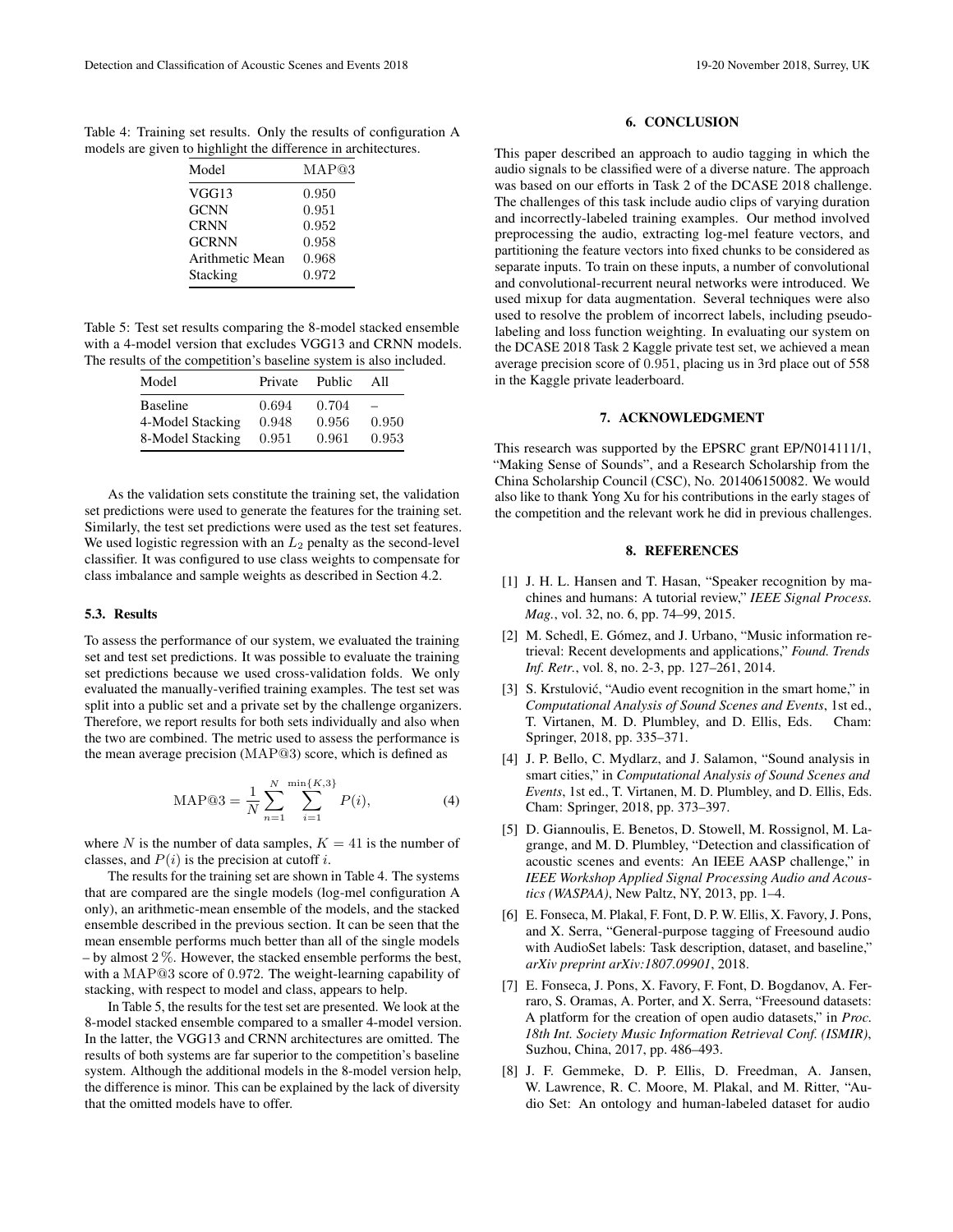Table 4: Training set results. Only the results of configuration A models are given to highlight the difference in architectures.

| Model | MAP@3 |
|---|---|
| VGG13 | 0.950 |
| GCNN | 0.951 |
| CRNN | 0.952 |
| GCRNN | 0.958 |
| Arithmetic Mean | 0.968 |
| Stacking | 0.972 |

Table 5: Test set results comparing the 8-model stacked ensemble with a 4-model version that excludes VGG13 and CRNN models. The results of the competition's baseline system is also included.

| Model | Private | Public | All |
|---|---|---|---|
| Baseline | 0.694 | 0.704 | – |
| 4-Model Stacking | 0.948 | 0.956 | 0.950 |
| 8-Model Stacking | 0.951 | 0.961 | 0.953 |

As the validation sets constitute the training set, the validation set predictions were used to generate the features for the training set. Similarly, the test set predictions were used as the test set features. We used logistic regression with an $L_2$ penalty as the second-level classifier. It was configured to use class weights to compensate for class imbalance and sample weights as described in Section 4.2.

### 5.3. Results

To assess the performance of our system, we evaluated the training set and test set predictions. It was possible to evaluate the training set predictions because we used cross-validation folds. We only evaluated the manually-verified training examples. The test set was split into a public set and a private set by the challenge organizers. Therefore, we report results for both sets individually and also when the two are combined. The metric used to assess the performance is the mean average precision (MAP@3) score, which is defined as

$$\text{MAP@3} = \frac{1}{N}\sum_{n=1}^{N}\sum_{i=1}^{\min\{K,3\}} P(i), \tag{4}$$

where $N$ is the number of data samples, $K = 41$ is the number of classes, and $P(i)$ is the precision at cutoff $i$.

The results for the training set are shown in Table 4. The systems that are compared are the single models (log-mel configuration A only), an arithmetic-mean ensemble of the models, and the stacked ensemble described in the previous section. It can be seen that the mean ensemble performs much better than all of the single models – by almost 2 %. However, the stacked ensemble performs the best, with a MAP@3 score of 0.972. The weight-learning capability of stacking, with respect to model and class, appears to help.

In Table 5, the results for the test set are presented. We look at the 8-model stacked ensemble compared to a smaller 4-model version. In the latter, the VGG13 and CRNN architectures are omitted. The results of both systems are far superior to the competition's baseline system. Although the additional models in the 8-model version help, the difference is minor. This can be explained by the lack of diversity that the omitted models have to offer.

## 6. CONCLUSION

This paper described an approach to audio tagging in which the audio signals to be classified were of a diverse nature. The approach was based on our efforts in Task 2 of the DCASE 2018 challenge. The challenges of this task include audio clips of varying duration and incorrectly-labeled training examples. Our method involved preprocessing the audio, extracting log-mel feature vectors, and partitioning the feature vectors into fixed chunks to be considered as separate inputs. To train on these inputs, a number of convolutional and convolutional-recurrent neural networks were introduced. We used mixup for data augmentation. Several techniques were also used to resolve the problem of incorrect labels, including pseudo-labeling and loss function weighting. In evaluating our system on the DCASE 2018 Task 2 Kaggle private test set, we achieved a mean average precision score of 0.951, placing us in 3rd place out of 558 in the Kaggle private leaderboard.

## 7. ACKNOWLEDGMENT

This research was supported by the EPSRC grant EP/N014111/1, "Making Sense of Sounds", and a Research Scholarship from the China Scholarship Council (CSC), No. 201406150082. We would also like to thank Yong Xu for his contributions in the early stages of the competition and the relevant work he did in previous challenges.

## 8. REFERENCES

[1] J. H. L. Hansen and T. Hasan, "Speaker recognition by machines and humans: A tutorial review," *IEEE Signal Process. Mag.*, vol. 32, no. 6, pp. 74–99, 2015.

[2] M. Schedl, E. Gómez, and J. Urbano, "Music information retrieval: Recent developments and applications," *Found. Trends Inf. Retr.*, vol. 8, no. 2-3, pp. 127–261, 2014.

[3] S. Krstulović, "Audio event recognition in the smart home," in *Computational Analysis of Sound Scenes and Events*, 1st ed., T. Virtanen, M. D. Plumbley, and D. Ellis, Eds. Cham: Springer, 2018, pp. 335–371.

[4] J. P. Bello, C. Mydlarz, and J. Salamon, "Sound analysis in smart cities," in *Computational Analysis of Sound Scenes and Events*, 1st ed., T. Virtanen, M. D. Plumbley, and D. Ellis, Eds. Cham: Springer, 2018, pp. 373–397.

[5] D. Giannoulis, E. Benetos, D. Stowell, M. Rossignol, M. Lagrange, and M. D. Plumbley, "Detection and classification of acoustic scenes and events: An IEEE AASP challenge," in *IEEE Workshop Applied Signal Processing Audio and Acoustics (WASPAA)*, New Paltz, NY, 2013, pp. 1–4.

[6] E. Fonseca, M. Plakal, F. Font, D. P. W. Ellis, X. Favory, J. Pons, and X. Serra, "General-purpose tagging of Freesound audio with AudioSet labels: Task description, dataset, and baseline," *arXiv preprint arXiv:1807.09901*, 2018.

[7] E. Fonseca, J. Pons, X. Favory, F. Font, D. Bogdanov, A. Ferraro, S. Oramas, A. Porter, and X. Serra, "Freesound datasets: A platform for the creation of open audio datasets," in *Proc. 18th Int. Society Music Information Retrieval Conf. (ISMIR)*, Suzhou, China, 2017, pp. 486–493.

[8] J. F. Gemmeke, D. P. Ellis, D. Freedman, A. Jansen, W. Lawrence, R. C. Moore, M. Plakal, and M. Ritter, "Audio Set: An ontology and human-labeled dataset for audio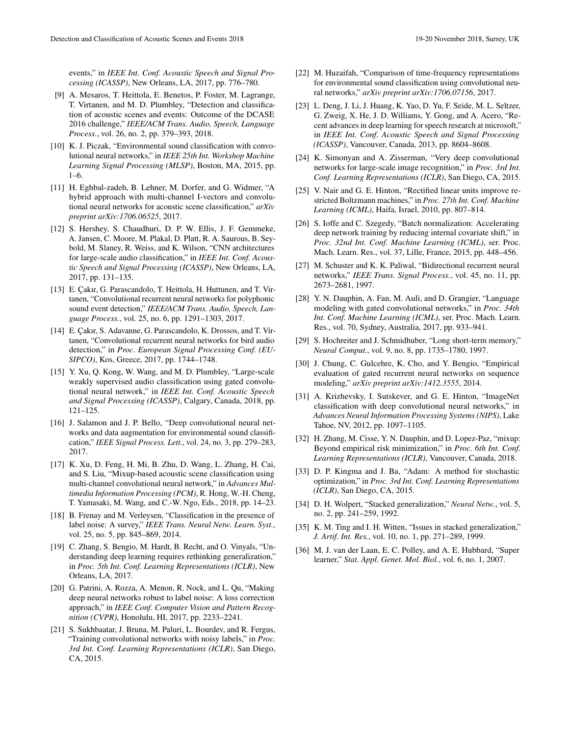events," in *IEEE Int. Conf. Acoustic Speech and Signal Processing (ICASSP)*, New Orleans, LA, 2017, pp. 776–780.

[9] A. Mesaros, T. Heittola, E. Benetos, P. Foster, M. Lagrange, T. Virtanen, and M. D. Plumbley, "Detection and classification of acoustic scenes and events: Outcome of the DCASE 2016 challenge," *IEEE/ACM Trans. Audio, Speech, Language Process.*, vol. 26, no. 2, pp. 379–393, 2018.

[10] K. J. Piczak, "Environmental sound classification with convolutional neural networks," in *IEEE 25th Int. Workshop Machine Learning Signal Processing (MLSP)*, Boston, MA, 2015, pp. 1–6.

[11] H. Eghbal-zadeh, B. Lehner, M. Dorfer, and G. Widmer, "A hybrid approach with multi-channel I-vectors and convolutional neural networks for acoustic scene classification," *arXiv preprint arXiv:1706.06525*, 2017.

[12] S. Hershey, S. Chaudhuri, D. P. W. Ellis, J. F. Gemmeke, A. Jansen, C. Moore, M. Plakal, D. Platt, R. A. Saurous, B. Seybold, M. Slaney, R. Weiss, and K. Wilson, "CNN architectures for large-scale audio classification," in *IEEE Int. Conf. Acoustic Speech and Signal Processing (ICASSP)*, New Orleans, LA, 2017, pp. 131–135.

[13] E. Çakır, G. Parascandolo, T. Heittola, H. Huttunen, and T. Virtanen, "Convolutional recurrent neural networks for polyphonic sound event detection," *IEEE/ACM Trans. Audio, Speech, Language Process.*, vol. 25, no. 6, pp. 1291–1303, 2017.

[14] E. Çakır, S. Adavanne, G. Parascandolo, K. Drossos, and T. Virtanen, "Convolutional recurrent neural networks for bird audio detection," in *Proc. European Signal Processing Conf. (EUSIPCO)*, Kos, Greece, 2017, pp. 1744–1748.

[15] Y. Xu, Q. Kong, W. Wang, and M. D. Plumbley, "Large-scale weakly supervised audio classification using gated convolutional neural network," in *IEEE Int. Conf. Acoustic Speech and Signal Processing (ICASSP)*, Calgary, Canada, 2018, pp. 121–125.

[16] J. Salamon and J. P. Bello, "Deep convolutional neural networks and data augmentation for environmental sound classification," *IEEE Signal Process. Lett.*, vol. 24, no. 3, pp. 279–283, 2017.

[17] K. Xu, D. Feng, H. Mi, B. Zhu, D. Wang, L. Zhang, H. Cai, and S. Liu, "Mixup-based acoustic scene classification using multi-channel convolutional neural network," in *Advances Multimedia Information Processing (PCM)*, R. Hong, W.-H. Cheng, T. Yamasaki, M. Wang, and C.-W. Ngo, Eds., 2018, pp. 14–23.

[18] B. Frenay and M. Verleysen, "Classification in the presence of label noise: A survey," *IEEE Trans. Neural Netw. Learn. Syst.*, vol. 25, no. 5, pp. 845–869, 2014.

[19] C. Zhang, S. Bengio, M. Hardt, B. Recht, and O. Vinyals, "Understanding deep learning requires rethinking generalization," in *Proc. 5th Int. Conf. Learning Representations (ICLR)*, New Orleans, LA, 2017.

[20] G. Patrini, A. Rozza, A. Menon, R. Nock, and L. Qu, "Making deep neural networks robust to label noise: A loss correction approach," in *IEEE Conf. Computer Vision and Pattern Recognition (CVPR)*, Honolulu, HI, 2017, pp. 2233–2241.

[21] S. Sukhbaatar, J. Bruna, M. Paluri, L. Bourdev, and R. Fergus, "Training convolutional networks with noisy labels," in *Proc. 3rd Int. Conf. Learning Representations (ICLR)*, San Diego, CA, 2015.

[22] M. Huzaifah, "Comparison of time-frequency representations for environmental sound classification using convolutional neural networks," *arXiv preprint arXiv:1706.07156*, 2017.

[23] L. Deng, J. Li, J. Huang, K. Yao, D. Yu, F. Seide, M. L. Seltzer, G. Zweig, X. He, J. D. Williams, Y. Gong, and A. Acero, "Recent advances in deep learning for speech research at microsoft," in *IEEE Int. Conf. Acoustic Speech and Signal Processing (ICASSP)*, Vancouver, Canada, 2013, pp. 8604–8608.

[24] K. Simonyan and A. Zisserman, "Very deep convolutional networks for large-scale image recognition," in *Proc. 3rd Int. Conf. Learning Representations (ICLR)*, San Diego, CA, 2015.

[25] V. Nair and G. E. Hinton, "Rectified linear units improve restricted Boltzmann machines," in *Proc. 27th Int. Conf. Machine Learning (ICML)*, Haifa, Israel, 2010, pp. 807–814.

[26] S. Ioffe and C. Szegedy, "Batch normalization: Accelerating deep network training by reducing internal covariate shift," in *Proc. 32nd Int. Conf. Machine Learning (ICML)*, ser. Proc. Mach. Learn. Res., vol. 37, Lille, France, 2015, pp. 448–456.

[27] M. Schuster and K. K. Paliwal, "Bidirectional recurrent neural networks," *IEEE Trans. Signal Process.*, vol. 45, no. 11, pp. 2673–2681, 1997.

[28] Y. N. Dauphin, A. Fan, M. Auli, and D. Grangier, "Language modeling with gated convolutional networks," in *Proc. 34th Int. Conf. Machine Learning (ICML)*, ser. Proc. Mach. Learn. Res., vol. 70, Sydney, Australia, 2017, pp. 933–941.

[29] S. Hochreiter and J. Schmidhuber, "Long short-term memory," *Neural Comput.*, vol. 9, no. 8, pp. 1735–1780, 1997.

[30] J. Chung, C. Gulcehre, K. Cho, and Y. Bengio, "Empirical evaluation of gated recurrent neural networks on sequence modeling," *arXiv preprint arXiv:1412.3555*, 2014.

[31] A. Krizhevsky, I. Sutskever, and G. E. Hinton, "ImageNet classification with deep convolutional neural networks," in *Advances Neural Information Processing Systems (NIPS)*, Lake Tahoe, NV, 2012, pp. 1097–1105.

[32] H. Zhang, M. Cisse, Y. N. Dauphin, and D. Lopez-Paz, "mixup: Beyond empirical risk minimization," in *Proc. 6th Int. Conf. Learning Representations (ICLR)*, Vancouver, Canada, 2018.

[33] D. P. Kingma and J. Ba, "Adam: A method for stochastic optimization," in *Proc. 3rd Int. Conf. Learning Representations (ICLR)*, San Diego, CA, 2015.

[34] D. H. Wolpert, "Stacked generalization," *Neural Netw.*, vol. 5, no. 2, pp. 241–259, 1992.

[35] K. M. Ting and I. H. Witten, "Issues in stacked generalization," *J. Artif. Int. Res.*, vol. 10, no. 1, pp. 271–289, 1999.

[36] M. J. van der Laan, E. C. Polley, and A. E. Hubbard, "Super learner," *Stat. Appl. Genet. Mol. Biol.*, vol. 6, no. 1, 2007.